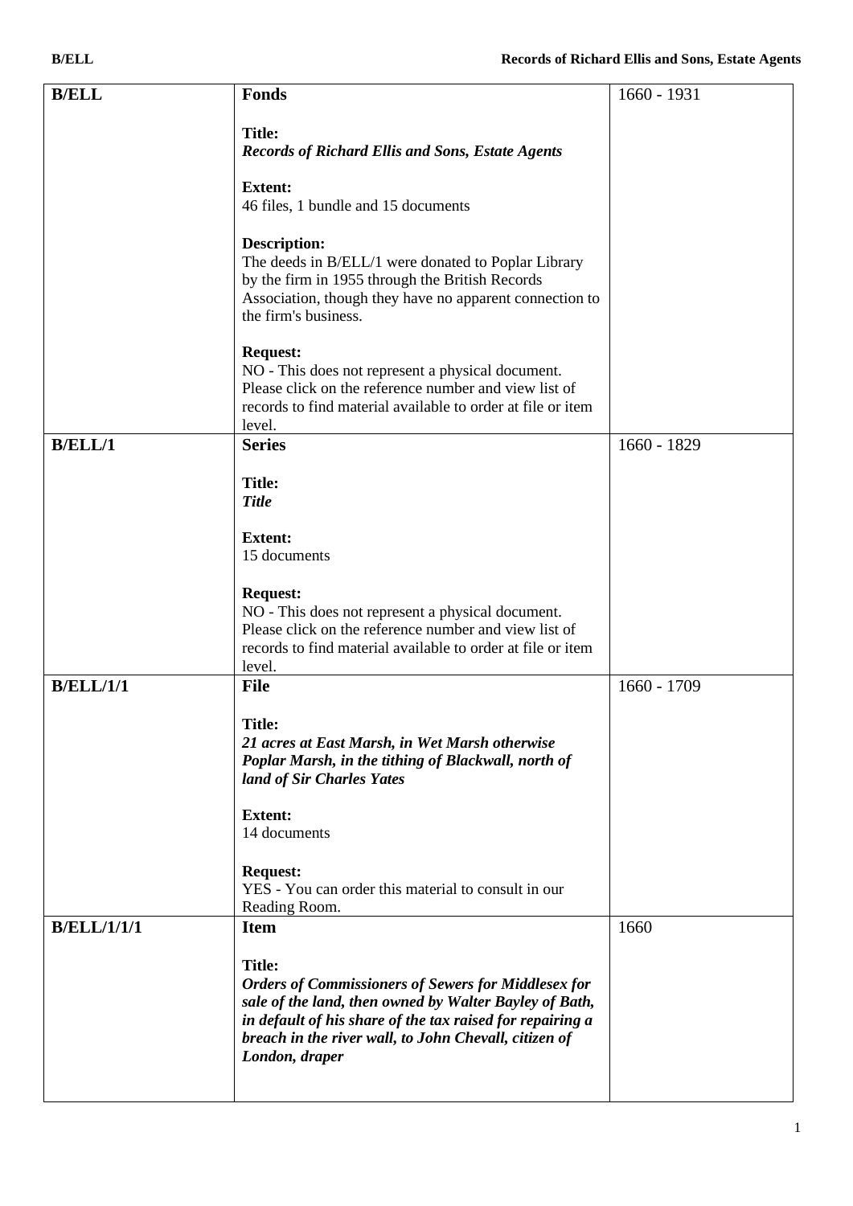| | | |
|---|---|---|
| **B/ELL** | **Fonds**<br><br>**Title:**<br>***Records of Richard Ellis and Sons, Estate Agents***<br><br>**Extent:**<br>46 files, 1 bundle and 15 documents<br><br>**Description:**<br>The deeds in B/ELL/1 were donated to Poplar Library by the firm in 1955 through the British Records Association, though they have no apparent connection to the firm's business.<br><br>**Request:**<br>NO - This does not represent a physical document. Please click on the reference number and view list of records to find material available to order at file or item level. | 1660 - 1931 |
| **B/ELL/1** | **Series**<br><br>**Title:**<br>***Title***<br><br>**Extent:**<br>15 documents<br><br>**Request:**<br>NO - This does not represent a physical document. Please click on the reference number and view list of records to find material available to order at file or item level. | 1660 - 1829 |
| **B/ELL/1/1** | **File**<br><br>**Title:**<br>***21 acres at East Marsh, in Wet Marsh otherwise Poplar Marsh, in the tithing of Blackwall, north of land of Sir Charles Yates***<br><br>**Extent:**<br>14 documents<br><br>**Request:**<br>YES - You can order this material to consult in our Reading Room. | 1660 - 1709 |
| **B/ELL/1/1/1** | **Item**<br><br>**Title:**<br>***Orders of Commissioners of Sewers for Middlesex for sale of the land, then owned by Walter Bayley of Bath, in default of his share of the tax raised for repairing a breach in the river wall, to John Chevall, citizen of London, draper*** | 1660 |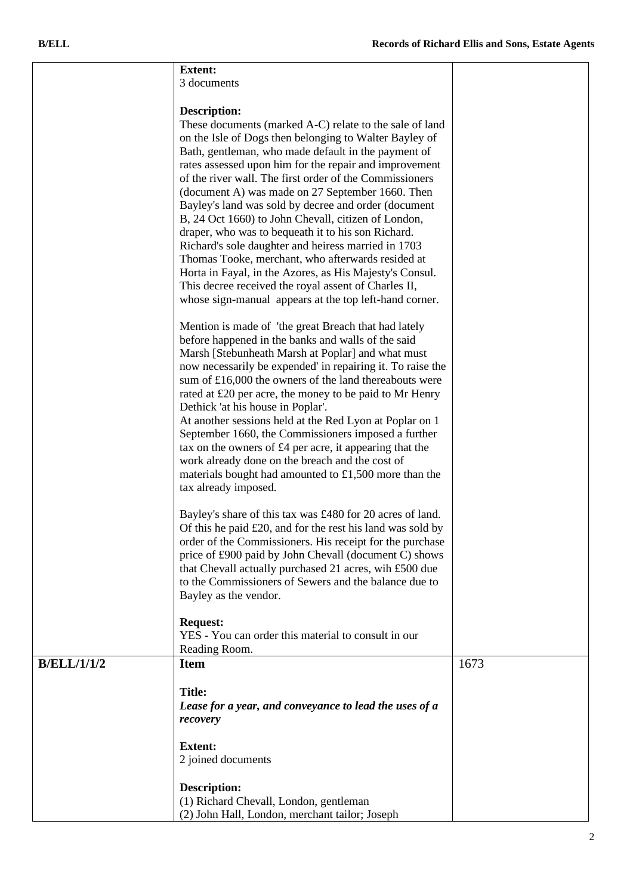| | | |
|---|---|---|
| | **Extent:**<br>3 documents<br><br>**Description:**<br>These documents (marked A-C) relate to the sale of land on the Isle of Dogs then belonging to Walter Bayley of Bath, gentleman, who made default in the payment of rates assessed upon him for the repair and improvement of the river wall. The first order of the Commissioners (document A) was made on 27 September 1660. Then Bayley's land was sold by decree and order (document B, 24 Oct 1660) to John Chevall, citizen of London, draper, who was to bequeath it to his son Richard. Richard's sole daughter and heiress married in 1703 Thomas Tooke, merchant, who afterwards resided at Horta in Fayal, in the Azores, as His Majesty's Consul. This decree received the royal assent of Charles II, whose sign-manual appears at the top left-hand corner.<br><br>Mention is made of 'the great Breach that had lately before happened in the banks and walls of the said Marsh [Stebunheath Marsh at Poplar] and what must now necessarily be expended' in repairing it. To raise the sum of £16,000 the owners of the land thereabouts were rated at £20 per acre, the money to be paid to Mr Henry Dethick 'at his house in Poplar'.<br>At another sessions held at the Red Lyon at Poplar on 1 September 1660, the Commissioners imposed a further tax on the owners of £4 per acre, it appearing that the work already done on the breach and the cost of materials bought had amounted to £1,500 more than the tax already imposed.<br><br>Bayley's share of this tax was £480 for 20 acres of land. Of this he paid £20, and for the rest his land was sold by order of the Commissioners. His receipt for the purchase price of £900 paid by John Chevall (document C) shows that Chevall actually purchased 21 acres, wih £500 due to the Commissioners of Sewers and the balance due to Bayley as the vendor.<br><br>**Request:**<br>YES - You can order this material to consult in our Reading Room. | |
| **B/ELL/1/1/2** | **Item**<br><br>**Title:**<br>***Lease for a year, and conveyance to lead the uses of a recovery***<br><br>**Extent:**<br>2 joined documents<br><br>**Description:**<br>(1) Richard Chevall, London, gentleman<br>(2) John Hall, London, merchant tailor; Joseph | 1673 |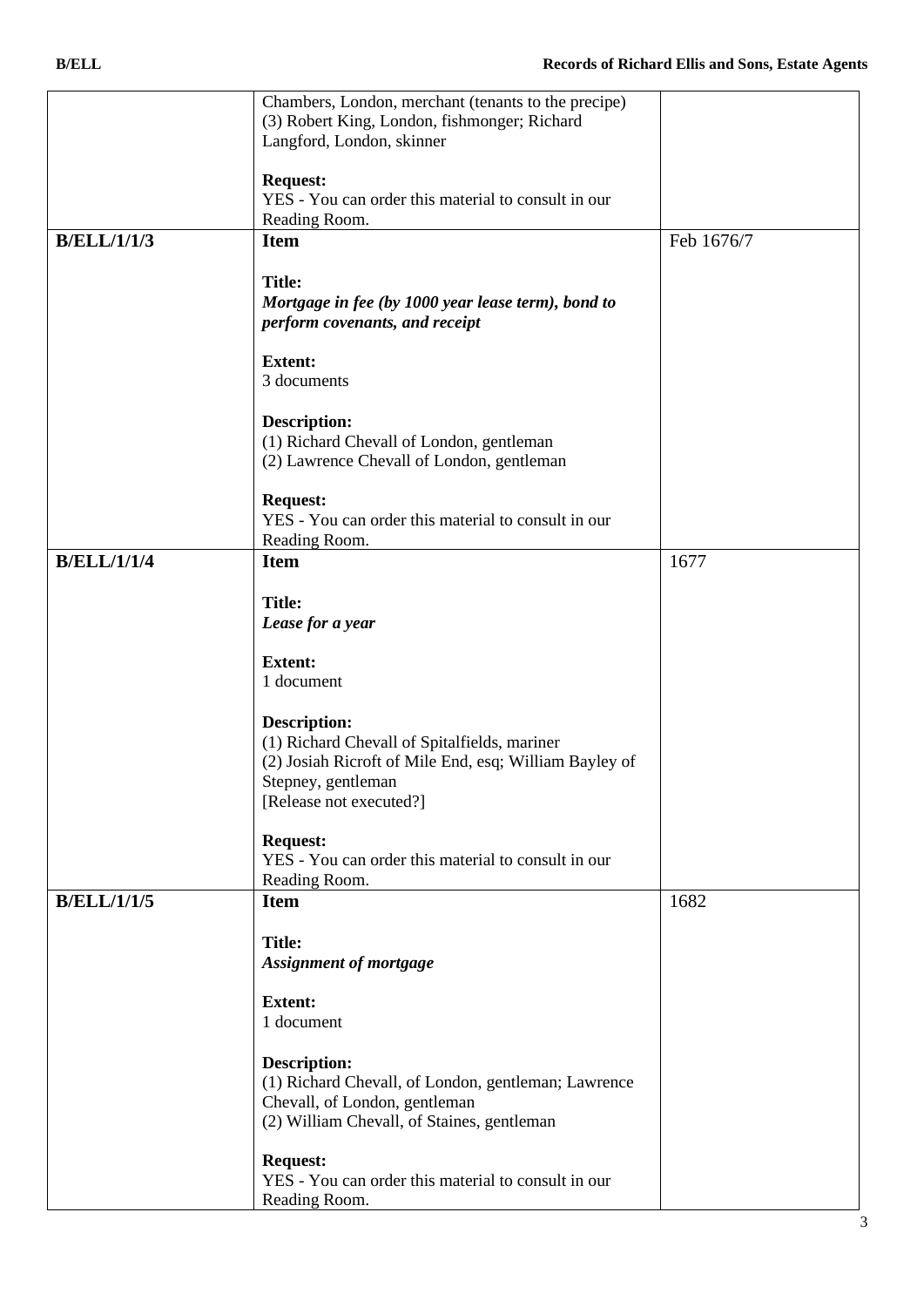| | | |
|---|---|---|
| | Chambers, London, merchant (tenants to the precipe)<br>(3) Robert King, London, fishmonger; Richard Langford, London, skinner<br><br>**Request:**<br>YES - You can order this material to consult in our Reading Room. | |
| **B/ELL/1/1/3** | **Item**<br><br>**Title:**<br>***Mortgage in fee (by 1000 year lease term), bond to perform covenants, and receipt***<br><br>**Extent:**<br>3 documents<br><br>**Description:**<br>(1) Richard Chevall of London, gentleman<br>(2) Lawrence Chevall of London, gentleman<br><br>**Request:**<br>YES - You can order this material to consult in our Reading Room. | Feb 1676/7 |
| **B/ELL/1/1/4** | **Item**<br><br>**Title:**<br>***Lease for a year***<br><br>**Extent:**<br>1 document<br><br>**Description:**<br>(1) Richard Chevall of Spitalfields, mariner<br>(2) Josiah Ricroft of Mile End, esq; William Bayley of Stepney, gentleman<br>[Release not executed?]<br><br>**Request:**<br>YES - You can order this material to consult in our Reading Room. | 1677 |
| **B/ELL/1/1/5** | **Item**<br><br>**Title:**<br>***Assignment of mortgage***<br><br>**Extent:**<br>1 document<br><br>**Description:**<br>(1) Richard Chevall, of London, gentleman; Lawrence Chevall, of London, gentleman<br>(2) William Chevall, of Staines, gentleman<br><br>**Request:**<br>YES - You can order this material to consult in our Reading Room. | 1682 |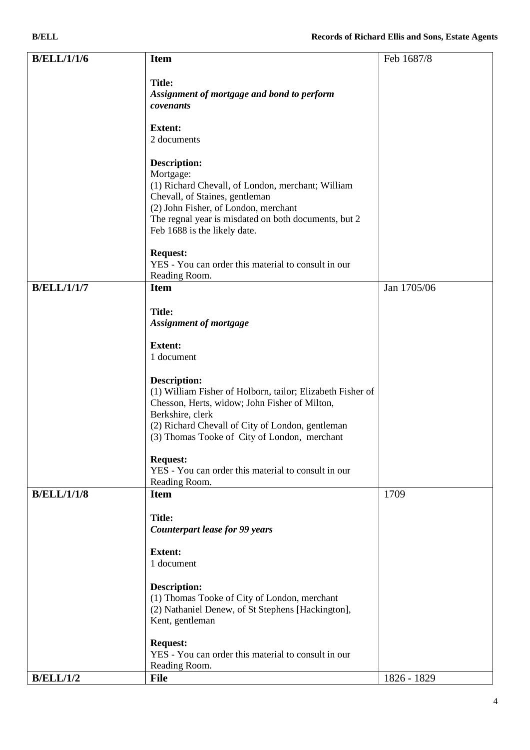| | | |
|---|---|---|
| **B/ELL/1/1/6** | **Item**<br><br>**Title:**<br>***Assignment of mortgage and bond to perform covenants***<br><br>**Extent:**<br>2 documents<br><br>**Description:**<br>Mortgage:<br>(1) Richard Chevall, of London, merchant; William Chevall, of Staines, gentleman<br>(2) John Fisher, of London, merchant<br>The regnal year is misdated on both documents, but 2 Feb 1688 is the likely date.<br><br>**Request:**<br>YES - You can order this material to consult in our Reading Room. | Feb 1687/8 |
| **B/ELL/1/1/7** | **Item**<br><br>**Title:**<br>***Assignment of mortgage***<br><br>**Extent:**<br>1 document<br><br>**Description:**<br>(1) William Fisher of Holborn, tailor; Elizabeth Fisher of Chesson, Herts, widow; John Fisher of Milton, Berkshire, clerk<br>(2) Richard Chevall of City of London, gentleman<br>(3) Thomas Tooke of City of London, merchant<br><br>**Request:**<br>YES - You can order this material to consult in our Reading Room. | Jan 1705/06 |
| **B/ELL/1/1/8** | **Item**<br><br>**Title:**<br>***Counterpart lease for 99 years***<br><br>**Extent:**<br>1 document<br><br>**Description:**<br>(1) Thomas Tooke of City of London, merchant<br>(2) Nathaniel Denew, of St Stephens [Hackington], Kent, gentleman<br><br>**Request:**<br>YES - You can order this material to consult in our Reading Room. | 1709 |
| **B/ELL/1/2** | **File** | 1826 - 1829 |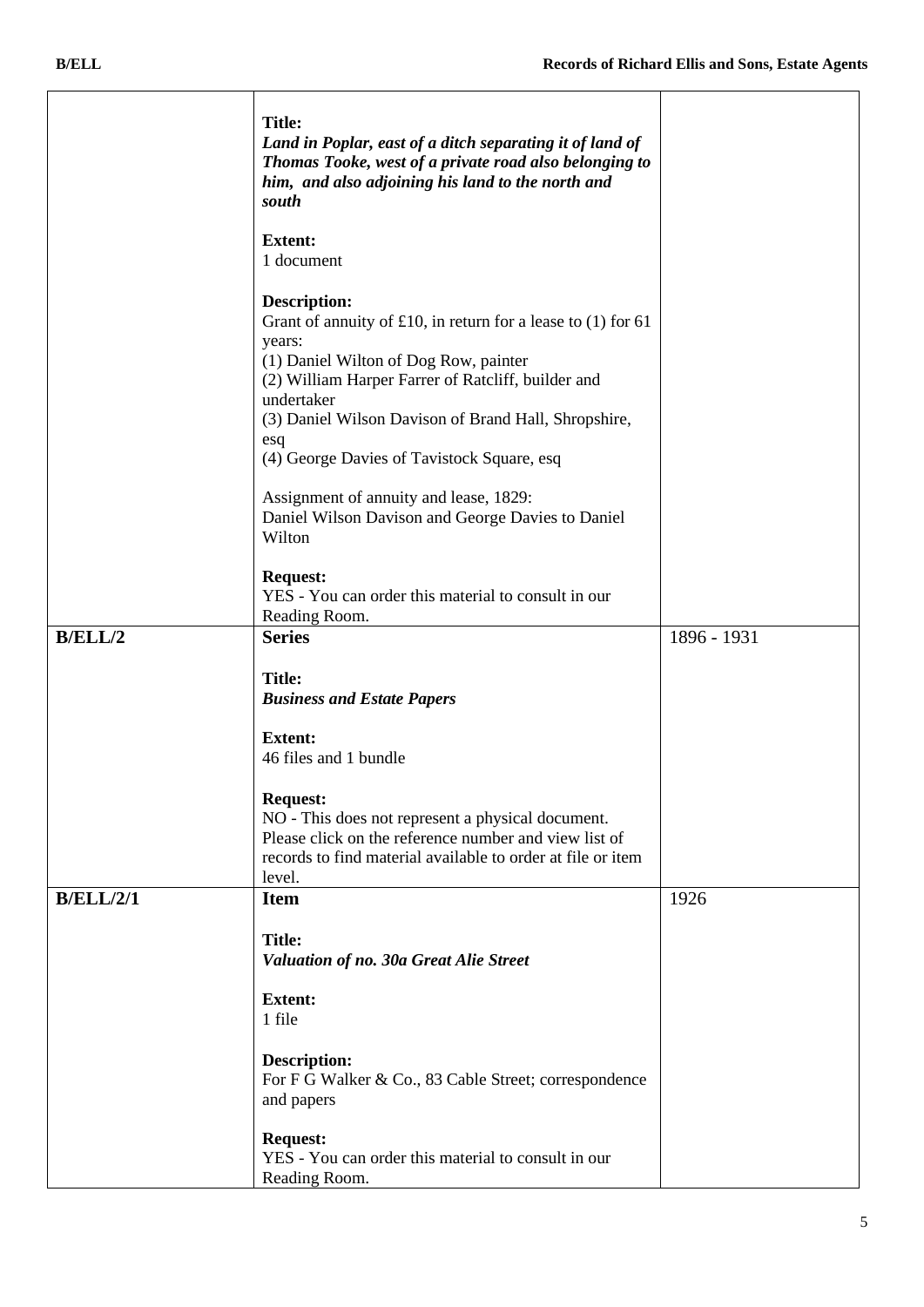| | | |
|---|---|---|
| | **Title:**<br>***Land in Poplar, east of a ditch separating it of land of Thomas Tooke, west of a private road also belonging to him, and also adjoining his land to the north and south***<br><br>**Extent:**<br>1 document<br><br>**Description:**<br>Grant of annuity of £10, in return for a lease to (1) for 61 years:<br>(1) Daniel Wilton of Dog Row, painter<br>(2) William Harper Farrer of Ratcliff, builder and undertaker<br>(3) Daniel Wilson Davison of Brand Hall, Shropshire, esq<br>(4) George Davies of Tavistock Square, esq<br><br>Assignment of annuity and lease, 1829:<br>Daniel Wilson Davison and George Davies to Daniel Wilton<br><br>**Request:**<br>YES - You can order this material to consult in our Reading Room. | |
| **B/ELL/2** | **Series**<br><br>**Title:**<br>***Business and Estate Papers***<br><br>**Extent:**<br>46 files and 1 bundle<br><br>**Request:**<br>NO - This does not represent a physical document. Please click on the reference number and view list of records to find material available to order at file or item level. | 1896 - 1931 |
| **B/ELL/2/1** | **Item**<br><br>**Title:**<br>***Valuation of no. 30a Great Alie Street***<br><br>**Extent:**<br>1 file<br><br>**Description:**<br>For F G Walker & Co., 83 Cable Street; correspondence and papers<br><br>**Request:**<br>YES - You can order this material to consult in our Reading Room. | 1926 |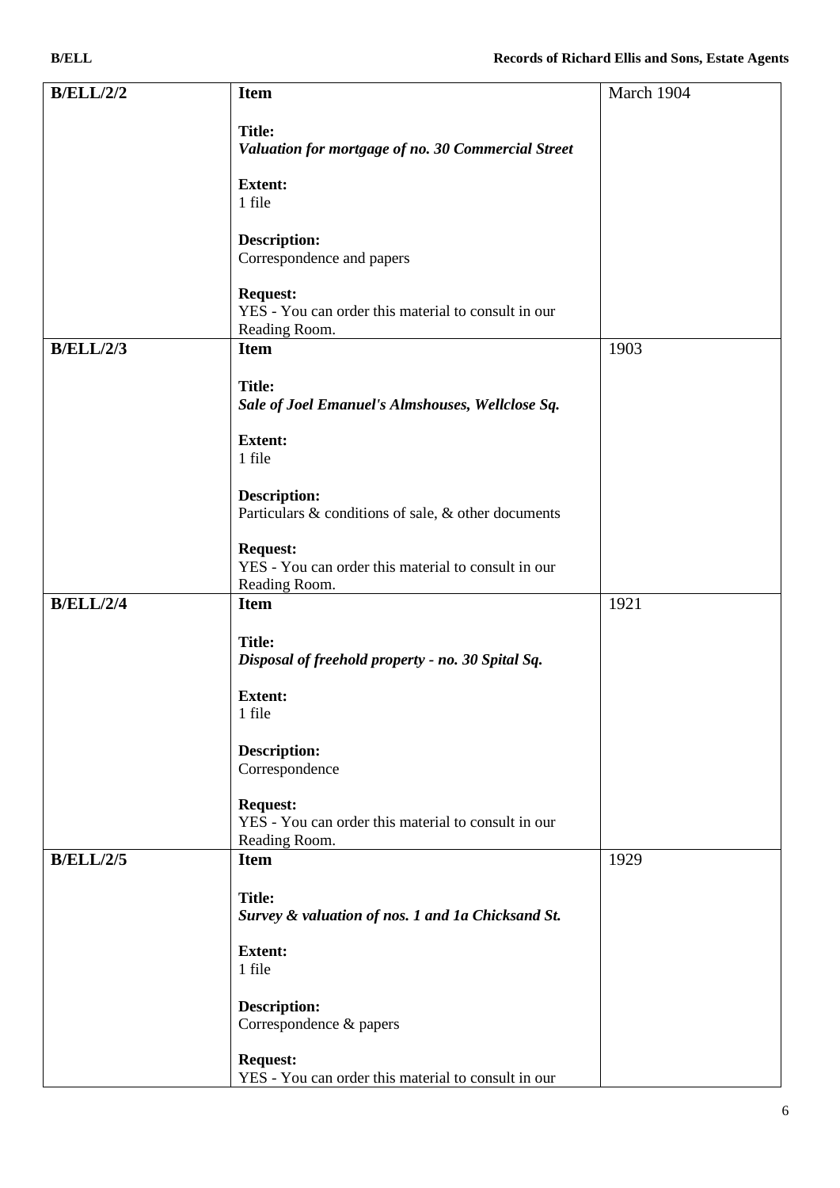| | | |
|---|---|---|
| **B/ELL/2/2** | **Item**<br><br>**Title:**<br>***Valuation for mortgage of no. 30 Commercial Street***<br><br>**Extent:**<br>1 file<br><br>**Description:**<br>Correspondence and papers<br><br>**Request:**<br>YES - You can order this material to consult in our Reading Room. | March 1904 |
| **B/ELL/2/3** | **Item**<br><br>**Title:**<br>***Sale of Joel Emanuel's Almshouses, Wellclose Sq.***<br><br>**Extent:**<br>1 file<br><br>**Description:**<br>Particulars & conditions of sale, & other documents<br><br>**Request:**<br>YES - You can order this material to consult in our Reading Room. | 1903 |
| **B/ELL/2/4** | **Item**<br><br>**Title:**<br>***Disposal of freehold property - no. 30 Spital Sq.***<br><br>**Extent:**<br>1 file<br><br>**Description:**<br>Correspondence<br><br>**Request:**<br>YES - You can order this material to consult in our Reading Room. | 1921 |
| **B/ELL/2/5** | **Item**<br><br>**Title:**<br>***Survey & valuation of nos. 1 and 1a Chicksand St.***<br><br>**Extent:**<br>1 file<br><br>**Description:**<br>Correspondence & papers<br><br>**Request:**<br>YES - You can order this material to consult in our | 1929 |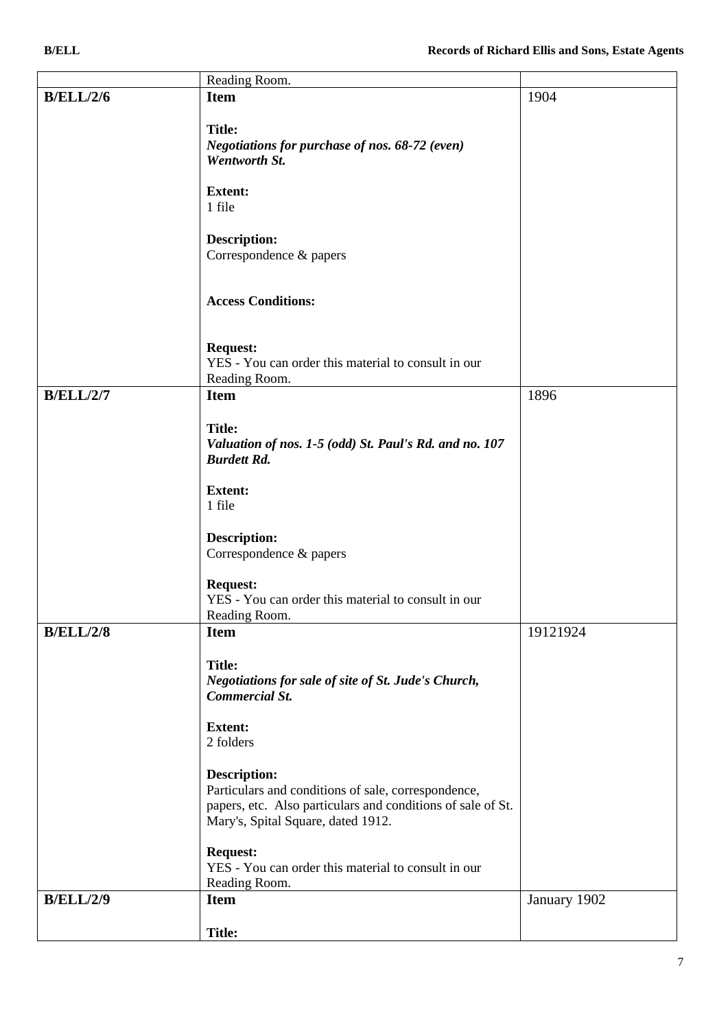| | | |
|---|---|---|
| | Reading Room. | |
| **B/ELL/2/6** | **Item**<br><br>**Title:**<br>***Negotiations for purchase of nos. 68-72 (even) Wentworth St.***<br><br>**Extent:**<br>1 file<br><br>**Description:**<br>Correspondence & papers<br><br>**Access Conditions:**<br><br>**Request:**<br>YES - You can order this material to consult in our Reading Room. | 1904 |
| **B/ELL/2/7** | **Item**<br><br>**Title:**<br>***Valuation of nos. 1-5 (odd) St. Paul's Rd. and no. 107 Burdett Rd.***<br><br>**Extent:**<br>1 file<br><br>**Description:**<br>Correspondence & papers<br><br>**Request:**<br>YES - You can order this material to consult in our Reading Room. | 1896 |
| **B/ELL/2/8** | **Item**<br><br>**Title:**<br>***Negotiations for sale of site of St. Jude's Church, Commercial St.***<br><br>**Extent:**<br>2 folders<br><br>**Description:**<br>Particulars and conditions of sale, correspondence, papers, etc. Also particulars and conditions of sale of St. Mary's, Spital Square, dated 1912.<br><br>**Request:**<br>YES - You can order this material to consult in our Reading Room. | 19121924 |
| **B/ELL/2/9** | **Item**<br><br>**Title:** | January 1902 |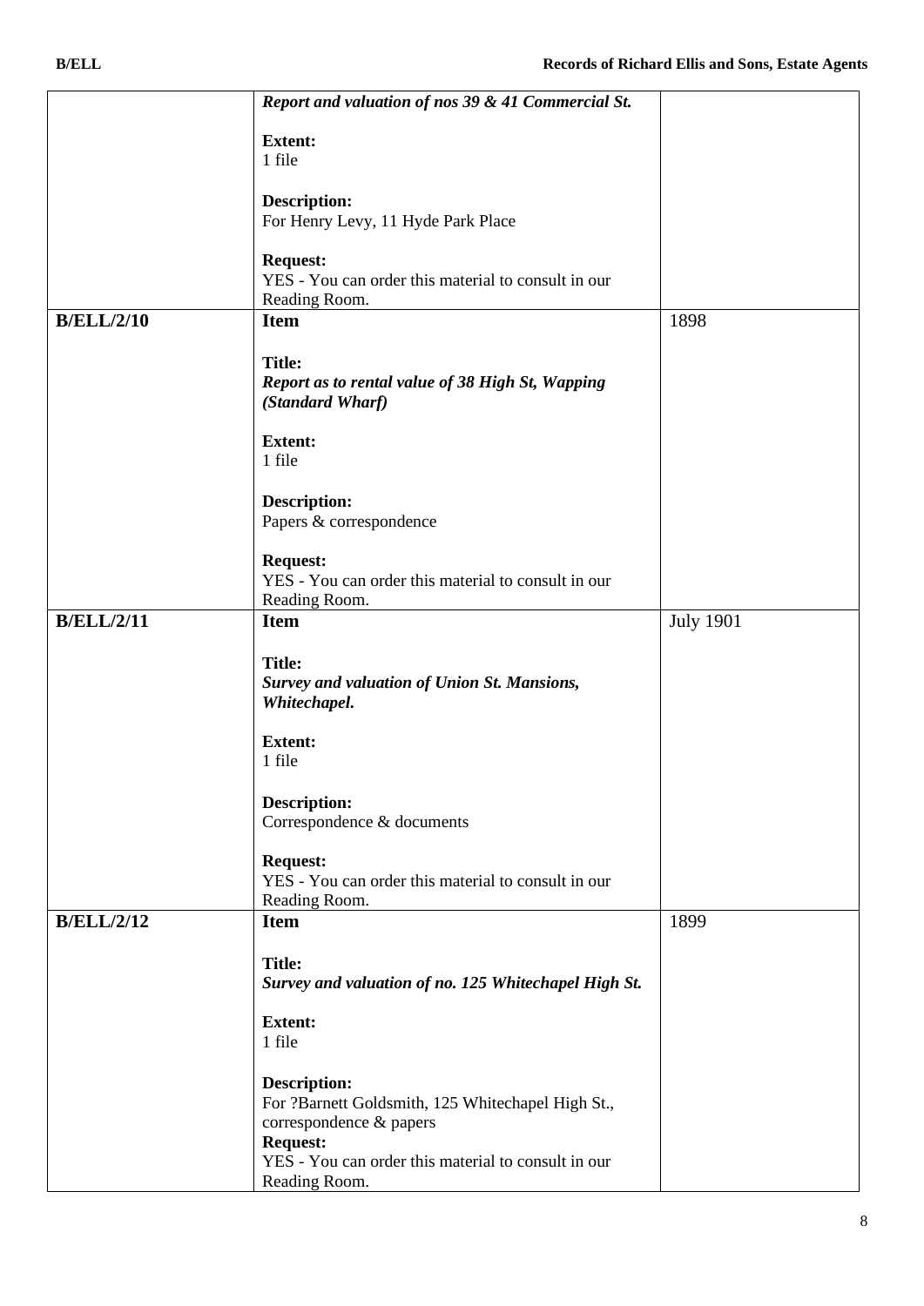| | | |
|---|---|---|
| | ***Report and valuation of nos 39 & 41 Commercial St.***<br><br>**Extent:**<br>1 file<br><br>**Description:**<br>For Henry Levy, 11 Hyde Park Place<br><br>**Request:**<br>YES - You can order this material to consult in our Reading Room. | |
| **B/ELL/2/10** | **Item**<br><br>**Title:**<br>***Report as to rental value of 38 High St, Wapping (Standard Wharf)***<br><br>**Extent:**<br>1 file<br><br>**Description:**<br>Papers & correspondence<br><br>**Request:**<br>YES - You can order this material to consult in our Reading Room. | 1898 |
| **B/ELL/2/11** | **Item**<br><br>**Title:**<br>***Survey and valuation of Union St. Mansions, Whitechapel.***<br><br>**Extent:**<br>1 file<br><br>**Description:**<br>Correspondence & documents<br><br>**Request:**<br>YES - You can order this material to consult in our Reading Room. | July 1901 |
| **B/ELL/2/12** | **Item**<br><br>**Title:**<br>***Survey and valuation of no. 125 Whitechapel High St.***<br><br>**Extent:**<br>1 file<br><br>**Description:**<br>For ?Barnett Goldsmith, 125 Whitechapel High St., correspondence & papers<br>**Request:**<br>YES - You can order this material to consult in our Reading Room. | 1899 |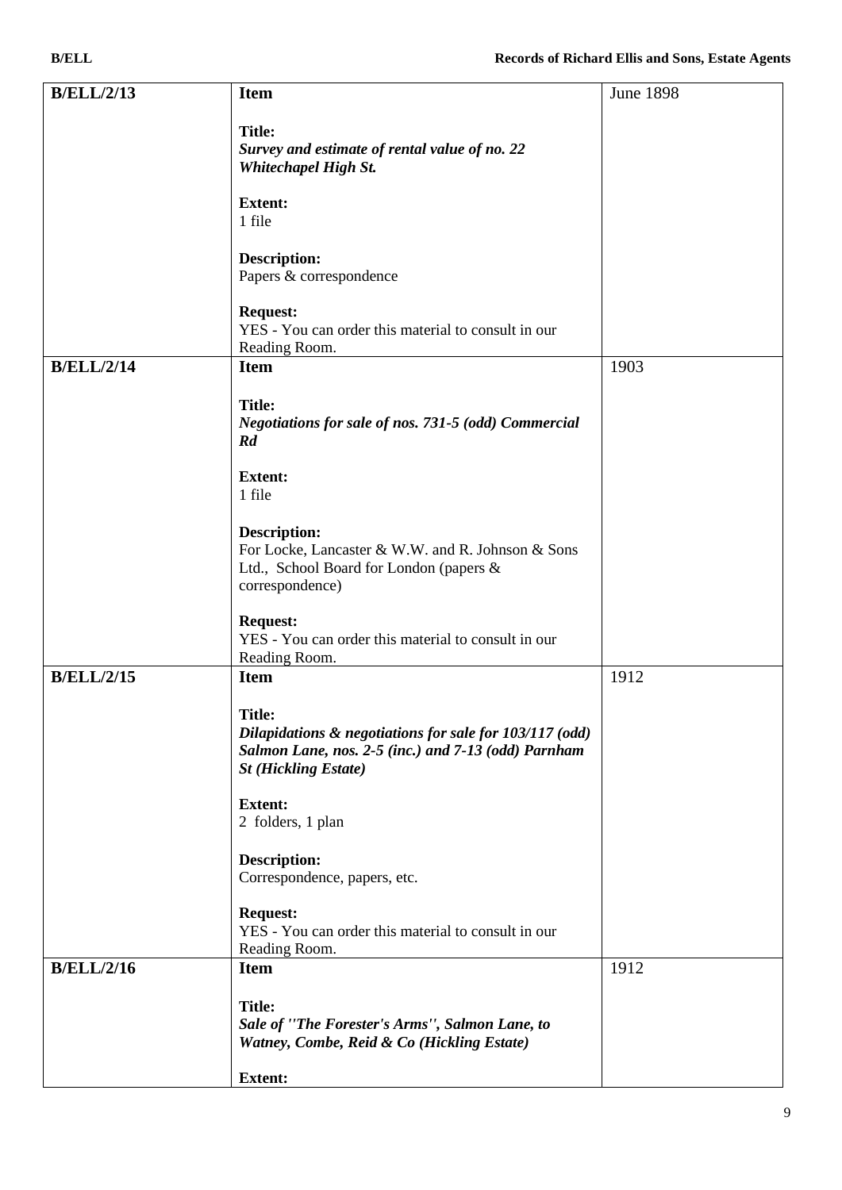| | | |
|---|---|---|
| **B/ELL/2/13** | **Item**<br><br>**Title:**<br>***Survey and estimate of rental value of no. 22 Whitechapel High St.***<br><br>**Extent:**<br>1 file<br><br>**Description:**<br>Papers & correspondence<br><br>**Request:**<br>YES - You can order this material to consult in our Reading Room. | June 1898 |
| **B/ELL/2/14** | **Item**<br><br>**Title:**<br>***Negotiations for sale of nos. 731-5 (odd) Commercial Rd***<br><br>**Extent:**<br>1 file<br><br>**Description:**<br>For Locke, Lancaster & W.W. and R. Johnson & Sons Ltd., School Board for London (papers & correspondence)<br><br>**Request:**<br>YES - You can order this material to consult in our Reading Room. | 1903 |
| **B/ELL/2/15** | **Item**<br><br>**Title:**<br>***Dilapidations & negotiations for sale for 103/117 (odd) Salmon Lane, nos. 2-5 (inc.) and 7-13 (odd) Parnham St (Hickling Estate)***<br><br>**Extent:**<br>2 folders, 1 plan<br><br>**Description:**<br>Correspondence, papers, etc.<br><br>**Request:**<br>YES - You can order this material to consult in our Reading Room. | 1912 |
| **B/ELL/2/16** | **Item**<br><br>**Title:**<br>***Sale of ''The Forester's Arms'', Salmon Lane, to Watney, Combe, Reid & Co (Hickling Estate)***<br><br>**Extent:** | 1912 |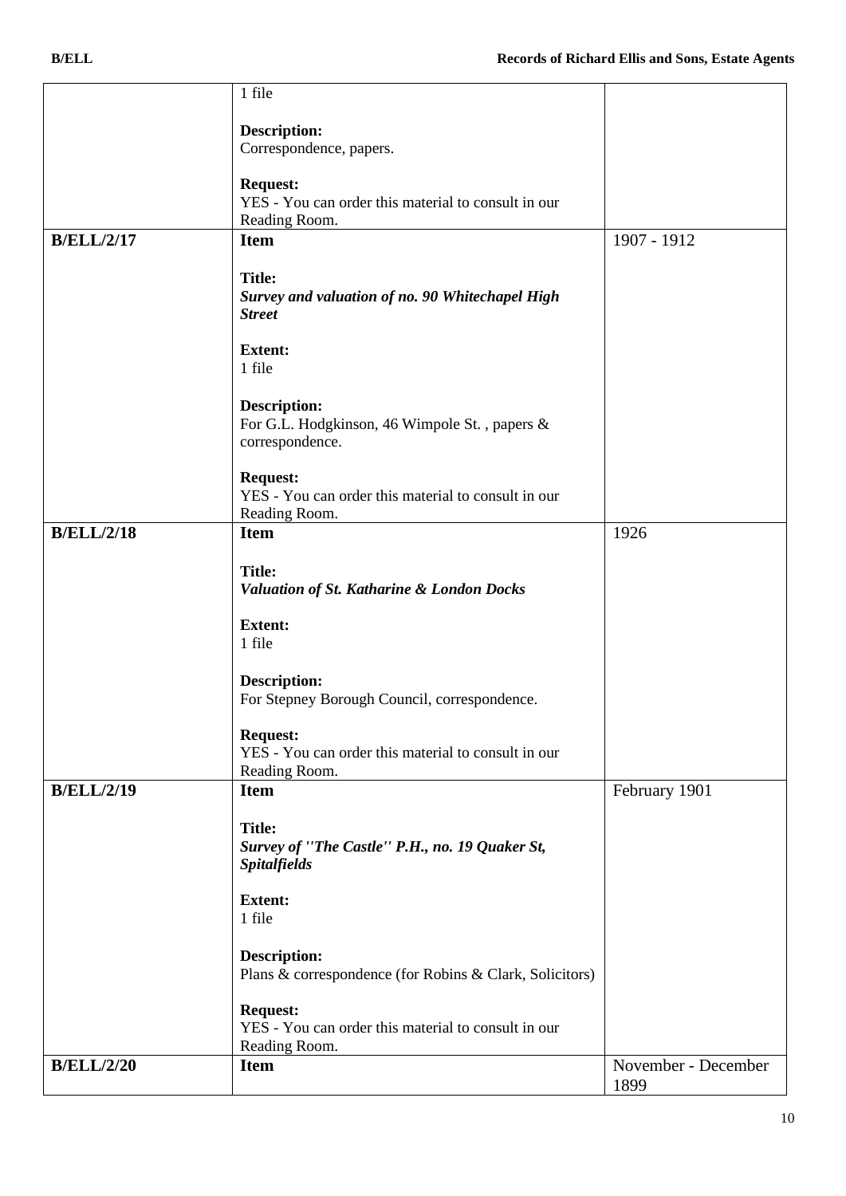| | | |
|---|---|---|
| | 1 file<br><br>**Description:**<br>Correspondence, papers.<br><br>**Request:**<br>YES - You can order this material to consult in our Reading Room. | |
| **B/ELL/2/17** | **Item**<br><br>**Title:**<br>***Survey and valuation of no. 90 Whitechapel High Street***<br><br>**Extent:**<br>1 file<br><br>**Description:**<br>For G.L. Hodgkinson, 46 Wimpole St. , papers & correspondence.<br><br>**Request:**<br>YES - You can order this material to consult in our Reading Room. | 1907 - 1912 |
| **B/ELL/2/18** | **Item**<br><br>**Title:**<br>***Valuation of St. Katharine & London Docks***<br><br>**Extent:**<br>1 file<br><br>**Description:**<br>For Stepney Borough Council, correspondence.<br><br>**Request:**<br>YES - You can order this material to consult in our Reading Room. | 1926 |
| **B/ELL/2/19** | **Item**<br><br>**Title:**<br>***Survey of ''The Castle'' P.H., no. 19 Quaker St, Spitalfields***<br><br>**Extent:**<br>1 file<br><br>**Description:**<br>Plans & correspondence (for Robins & Clark, Solicitors)<br><br>**Request:**<br>YES - You can order this material to consult in our Reading Room. | February 1901 |
| **B/ELL/2/20** | **Item** | November - December 1899 |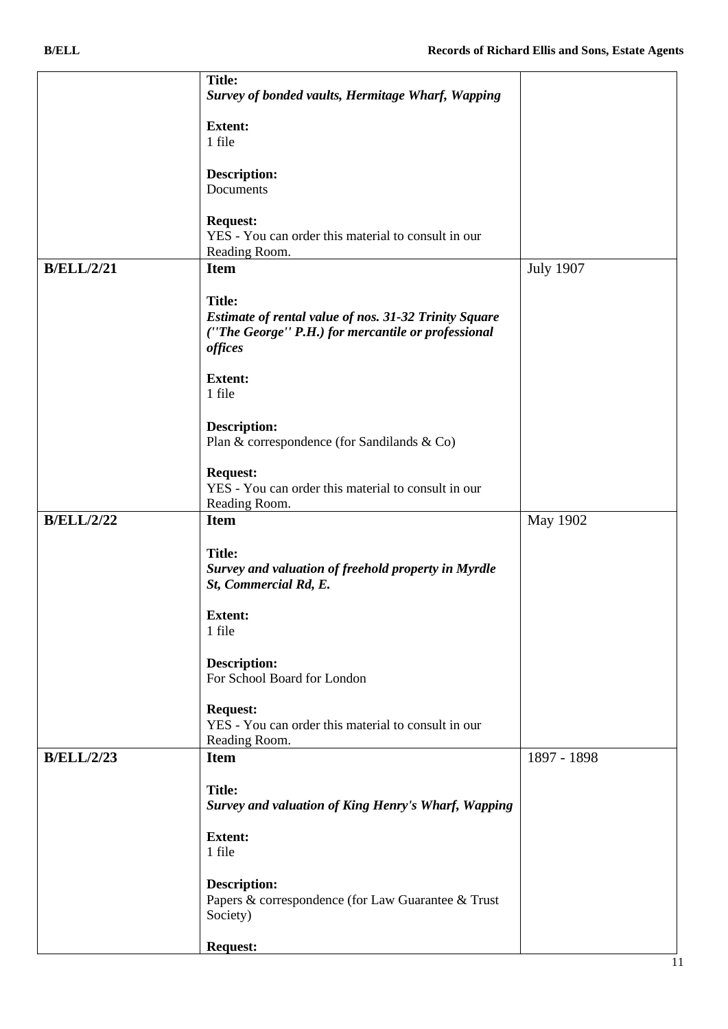| | | |
|---|---|---|
| | **Title:**<br>***Survey of bonded vaults, Hermitage Wharf, Wapping***<br><br>**Extent:**<br>1 file<br><br>**Description:**<br>Documents<br><br>**Request:**<br>YES - You can order this material to consult in our Reading Room. | |
| **B/ELL/2/21** | **Item**<br><br>**Title:**<br>***Estimate of rental value of nos. 31-32 Trinity Square (''The George'' P.H.) for mercantile or professional offices***<br><br>**Extent:**<br>1 file<br><br>**Description:**<br>Plan & correspondence (for Sandilands & Co)<br><br>**Request:**<br>YES - You can order this material to consult in our Reading Room. | July 1907 |
| **B/ELL/2/22** | **Item**<br><br>**Title:**<br>***Survey and valuation of freehold property in Myrdle St, Commercial Rd, E.***<br><br>**Extent:**<br>1 file<br><br>**Description:**<br>For School Board for London<br><br>**Request:**<br>YES - You can order this material to consult in our Reading Room. | May 1902 |
| **B/ELL/2/23** | **Item**<br><br>**Title:**<br>***Survey and valuation of King Henry's Wharf, Wapping***<br><br>**Extent:**<br>1 file<br><br>**Description:**<br>Papers & correspondence (for Law Guarantee & Trust Society)<br><br>**Request:** | 1897 - 1898 |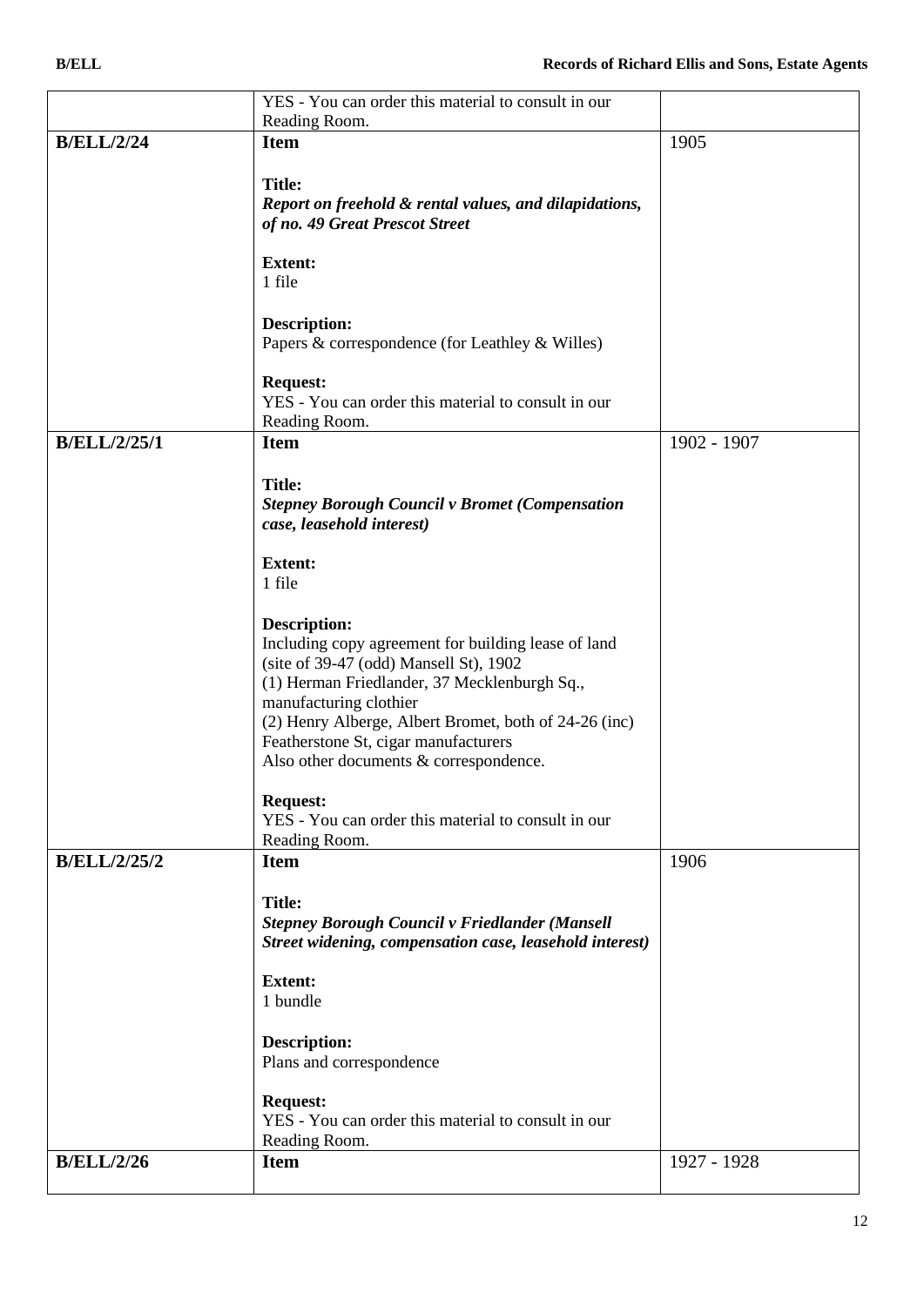| | | |
|---|---|---|
| | YES - You can order this material to consult in our Reading Room. | |
| **B/ELL/2/24** | **Item**<br><br>**Title:**<br>***Report on freehold & rental values, and dilapidations, of no. 49 Great Prescot Street***<br><br>**Extent:**<br>1 file<br><br>**Description:**<br>Papers & correspondence (for Leathley & Willes)<br><br>**Request:**<br>YES - You can order this material to consult in our Reading Room. | 1905 |
| **B/ELL/2/25/1** | **Item**<br><br>**Title:**<br>***Stepney Borough Council v Bromet (Compensation case, leasehold interest)***<br><br>**Extent:**<br>1 file<br><br>**Description:**<br>Including copy agreement for building lease of land (site of 39-47 (odd) Mansell St), 1902<br>(1) Herman Friedlander, 37 Mecklenburgh Sq., manufacturing clothier<br>(2) Henry Alberge, Albert Bromet, both of 24-26 (inc) Featherstone St, cigar manufacturers<br>Also other documents & correspondence.<br><br>**Request:**<br>YES - You can order this material to consult in our Reading Room. | 1902 - 1907 |
| **B/ELL/2/25/2** | **Item**<br><br>**Title:**<br>***Stepney Borough Council v Friedlander (Mansell Street widening, compensation case, leasehold interest)***<br><br>**Extent:**<br>1 bundle<br><br>**Description:**<br>Plans and correspondence<br><br>**Request:**<br>YES - You can order this material to consult in our Reading Room. | 1906 |
| **B/ELL/2/26** | **Item** | 1927 - 1928 |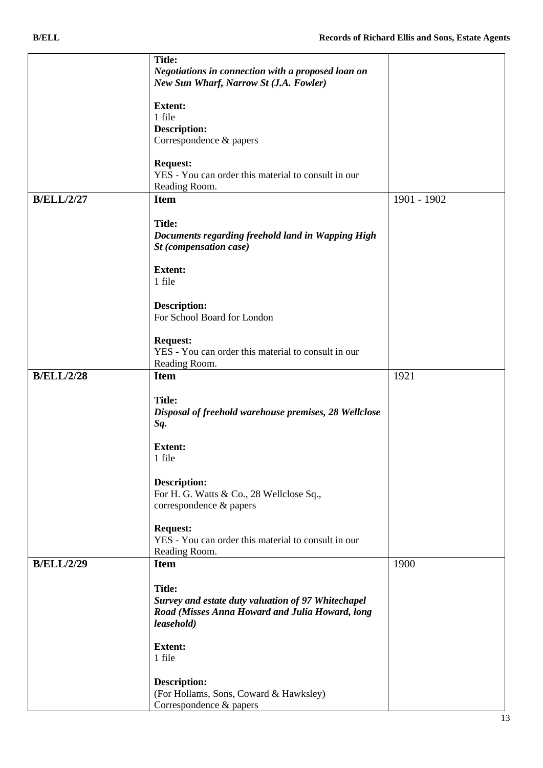| | | |
|---|---|---|
| | **Title:**<br>***Negotiations in connection with a proposed loan on New Sun Wharf, Narrow St (J.A. Fowler)***<br><br>**Extent:**<br>1 file<br>**Description:**<br>Correspondence & papers<br><br>**Request:**<br>YES - You can order this material to consult in our Reading Room. | |
| **B/ELL/2/27** | **Item**<br><br>**Title:**<br>***Documents regarding freehold land in Wapping High St (compensation case)***<br><br>**Extent:**<br>1 file<br><br>**Description:**<br>For School Board for London<br><br>**Request:**<br>YES - You can order this material to consult in our Reading Room. | 1901 - 1902 |
| **B/ELL/2/28** | **Item**<br><br>**Title:**<br>***Disposal of freehold warehouse premises, 28 Wellclose Sq.***<br><br>**Extent:**<br>1 file<br><br>**Description:**<br>For H. G. Watts & Co., 28 Wellclose Sq., correspondence & papers<br><br>**Request:**<br>YES - You can order this material to consult in our Reading Room. | 1921 |
| **B/ELL/2/29** | **Item**<br><br>**Title:**<br>***Survey and estate duty valuation of 97 Whitechapel Road (Misses Anna Howard and Julia Howard, long leasehold)***<br><br>**Extent:**<br>1 file<br><br>**Description:**<br>(For Hollams, Sons, Coward & Hawksley)<br>Correspondence & papers | 1900 |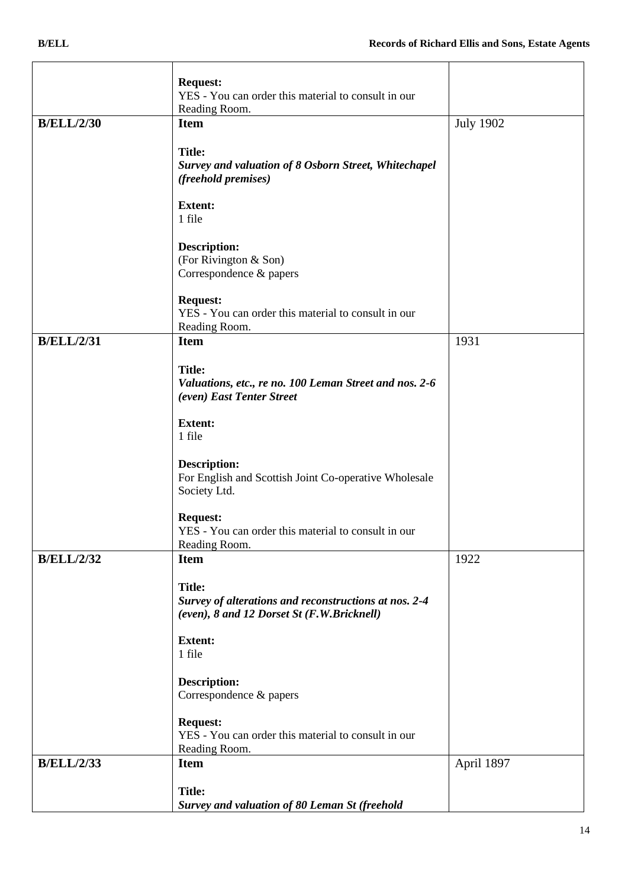| | | |
|---|---|---|
| | **Request:**<br>YES - You can order this material to consult in our Reading Room. | |
| **B/ELL/2/30** | **Item**<br><br>**Title:**<br>***Survey and valuation of 8 Osborn Street, Whitechapel (freehold premises)***<br><br>**Extent:**<br>1 file<br><br>**Description:**<br>(For Rivington & Son)<br>Correspondence & papers<br><br>**Request:**<br>YES - You can order this material to consult in our Reading Room. | July 1902 |
| **B/ELL/2/31** | **Item**<br><br>**Title:**<br>***Valuations, etc., re no. 100 Leman Street and nos. 2-6 (even) East Tenter Street***<br><br>**Extent:**<br>1 file<br><br>**Description:**<br>For English and Scottish Joint Co-operative Wholesale Society Ltd.<br><br>**Request:**<br>YES - You can order this material to consult in our Reading Room. | 1931 |
| **B/ELL/2/32** | **Item**<br><br>**Title:**<br>***Survey of alterations and reconstructions at nos. 2-4 (even), 8 and 12 Dorset St (F.W.Bricknell)***<br><br>**Extent:**<br>1 file<br><br>**Description:**<br>Correspondence & papers<br><br>**Request:**<br>YES - You can order this material to consult in our Reading Room. | 1922 |
| **B/ELL/2/33** | **Item**<br><br>**Title:**<br>***Survey and valuation of 80 Leman St (freehold*** | April 1897 |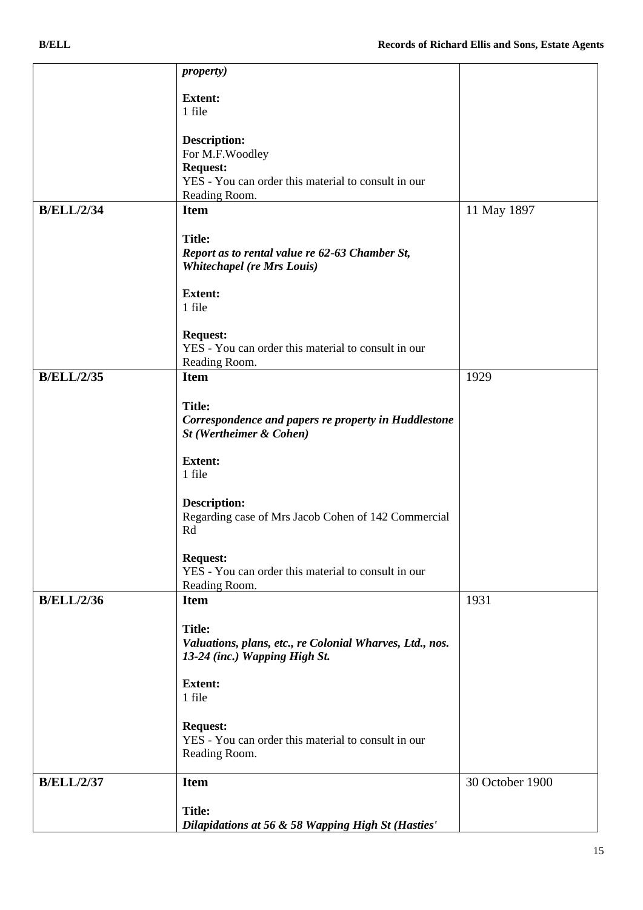| | | |
|---|---|---|
| | ***property)***<br><br>**Extent:**<br>1 file<br><br>**Description:**<br>For M.F.Woodley<br>**Request:**<br>YES - You can order this material to consult in our Reading Room. | |
| **B/ELL/2/34** | **Item**<br><br>**Title:**<br>***Report as to rental value re 62-63 Chamber St, Whitechapel (re Mrs Louis)***<br><br>**Extent:**<br>1 file<br><br>**Request:**<br>YES - You can order this material to consult in our Reading Room. | 11 May 1897 |
| **B/ELL/2/35** | **Item**<br><br>**Title:**<br>***Correspondence and papers re property in Huddlestone St (Wertheimer & Cohen)***<br><br>**Extent:**<br>1 file<br><br>**Description:**<br>Regarding case of Mrs Jacob Cohen of 142 Commercial Rd<br><br>**Request:**<br>YES - You can order this material to consult in our Reading Room. | 1929 |
| **B/ELL/2/36** | **Item**<br><br>**Title:**<br>***Valuations, plans, etc., re Colonial Wharves, Ltd., nos. 13-24 (inc.) Wapping High St.***<br><br>**Extent:**<br>1 file<br><br>**Request:**<br>YES - You can order this material to consult in our Reading Room. | 1931 |
| **B/ELL/2/37** | **Item**<br><br>**Title:**<br>***Dilapidations at 56 & 58 Wapping High St (Hasties'*** | 30 October 1900 |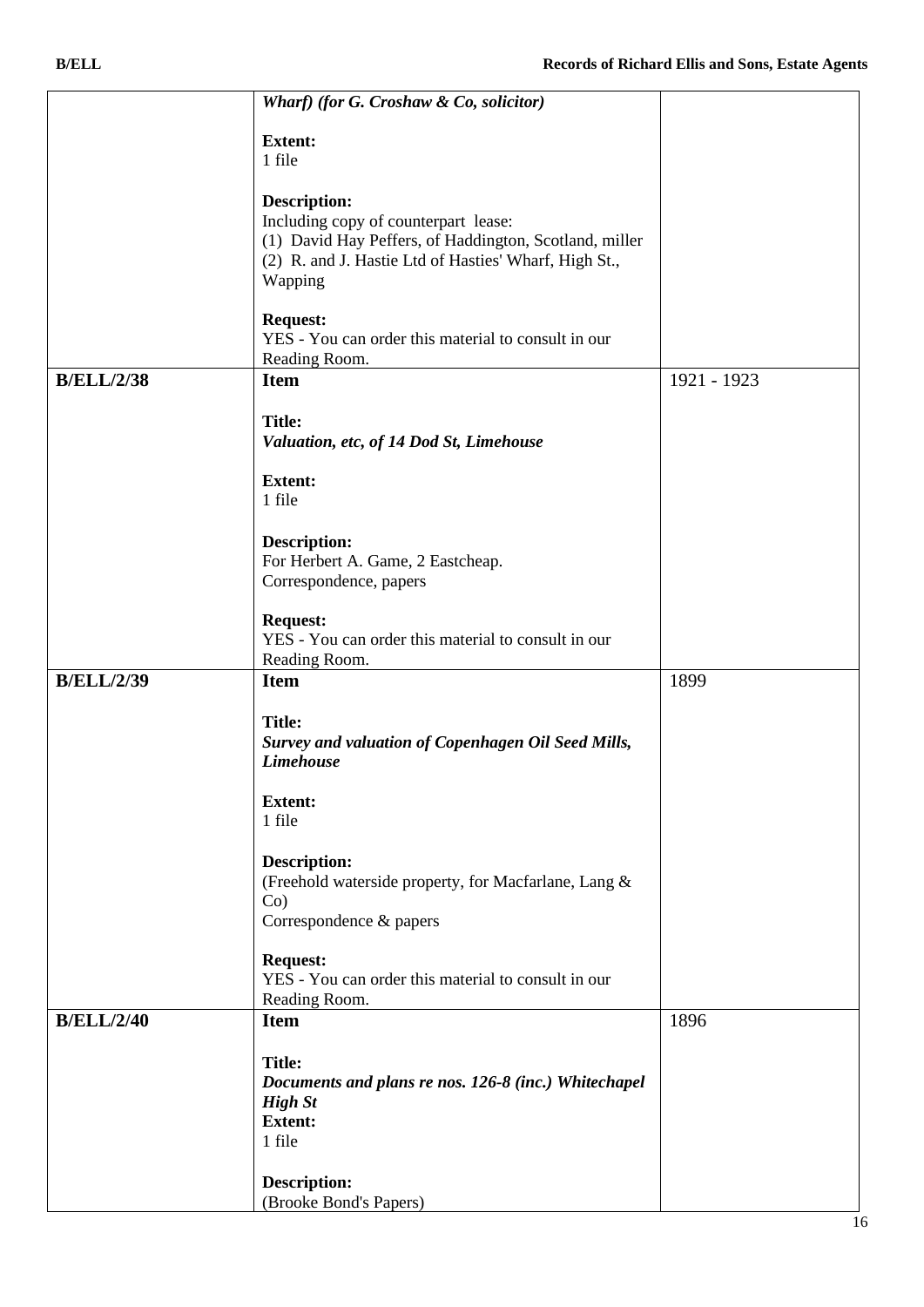| | | |
|---|---|---|
| | ***Wharf) (for G. Croshaw & Co, solicitor)***<br><br>**Extent:**<br>1 file<br><br>**Description:**<br>Including copy of counterpart lease:<br>(1) David Hay Peffers, of Haddington, Scotland, miller<br>(2) R. and J. Hastie Ltd of Hasties' Wharf, High St., Wapping<br><br>**Request:**<br>YES - You can order this material to consult in our Reading Room. | |
| **B/ELL/2/38** | **Item**<br><br>**Title:**<br>***Valuation, etc, of 14 Dod St, Limehouse***<br><br>**Extent:**<br>1 file<br><br>**Description:**<br>For Herbert A. Game, 2 Eastcheap.<br>Correspondence, papers<br><br>**Request:**<br>YES - You can order this material to consult in our Reading Room. | 1921 - 1923 |
| **B/ELL/2/39** | **Item**<br><br>**Title:**<br>***Survey and valuation of Copenhagen Oil Seed Mills, Limehouse***<br><br>**Extent:**<br>1 file<br><br>**Description:**<br>(Freehold waterside property, for Macfarlane, Lang & Co)<br>Correspondence & papers<br><br>**Request:**<br>YES - You can order this material to consult in our Reading Room. | 1899 |
| **B/ELL/2/40** | **Item**<br><br>**Title:**<br>***Documents and plans re nos. 126-8 (inc.) Whitechapel High St***<br>**Extent:**<br>1 file<br><br>**Description:**<br>(Brooke Bond's Papers) | 1896 |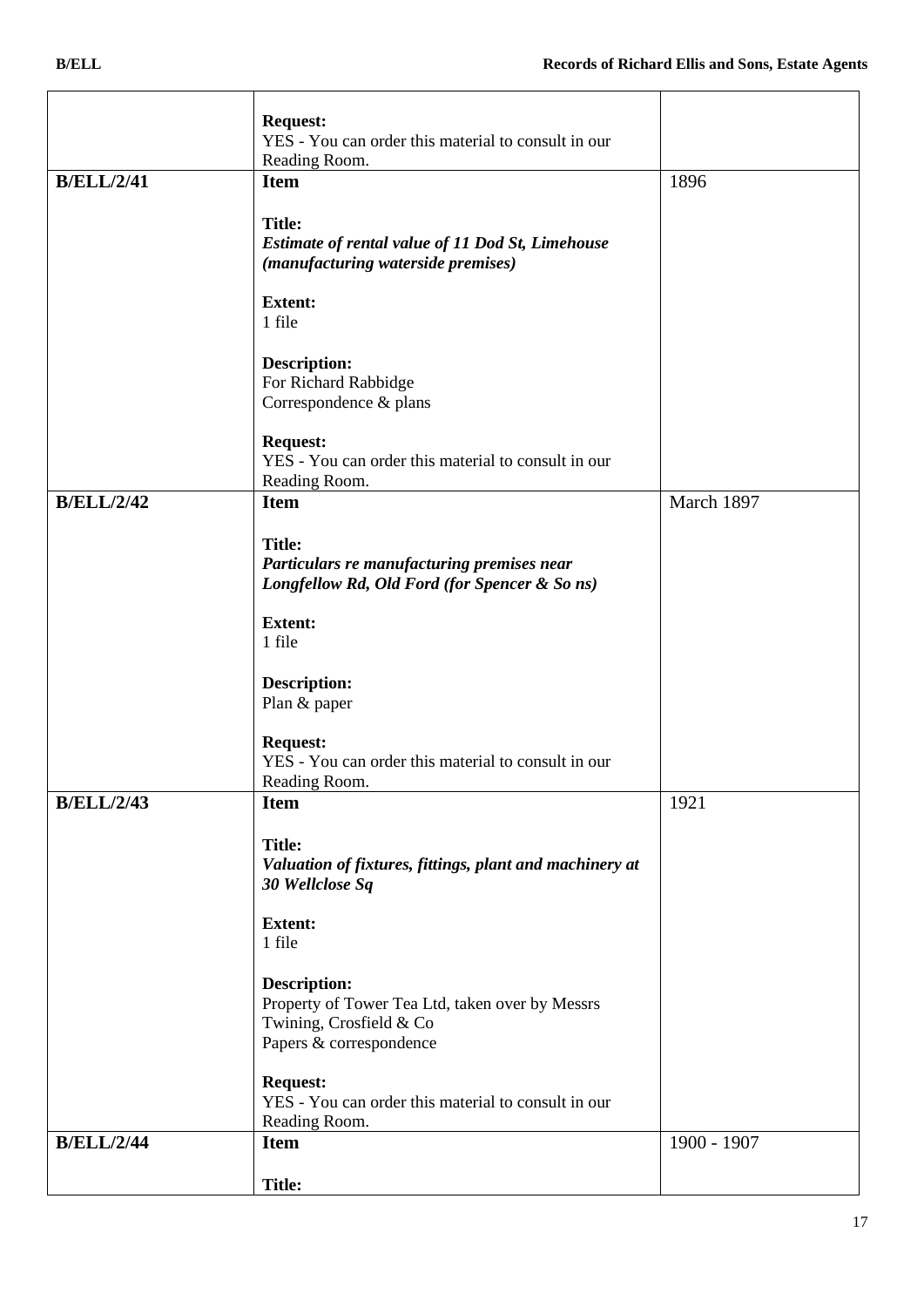| | | |
|---|---|---|
| | **Request:**<br>YES - You can order this material to consult in our Reading Room. | |
| **B/ELL/2/41** | **Item**<br><br>**Title:**<br>***Estimate of rental value of 11 Dod St, Limehouse (manufacturing waterside premises)***<br><br>**Extent:**<br>1 file<br><br>**Description:**<br>For Richard Rabbidge<br>Correspondence & plans<br><br>**Request:**<br>YES - You can order this material to consult in our Reading Room. | 1896 |
| **B/ELL/2/42** | **Item**<br><br>**Title:**<br>***Particulars re manufacturing premises near Longfellow Rd, Old Ford (for Spencer & So ns)***<br><br>**Extent:**<br>1 file<br><br>**Description:**<br>Plan & paper<br><br>**Request:**<br>YES - You can order this material to consult in our Reading Room. | March 1897 |
| **B/ELL/2/43** | **Item**<br><br>**Title:**<br>***Valuation of fixtures, fittings, plant and machinery at 30 Wellclose Sq***<br><br>**Extent:**<br>1 file<br><br>**Description:**<br>Property of Tower Tea Ltd, taken over by Messrs Twining, Crosfield & Co<br>Papers & correspondence<br><br>**Request:**<br>YES - You can order this material to consult in our Reading Room. | 1921 |
| **B/ELL/2/44** | **Item**<br><br>**Title:** | 1900 - 1907 |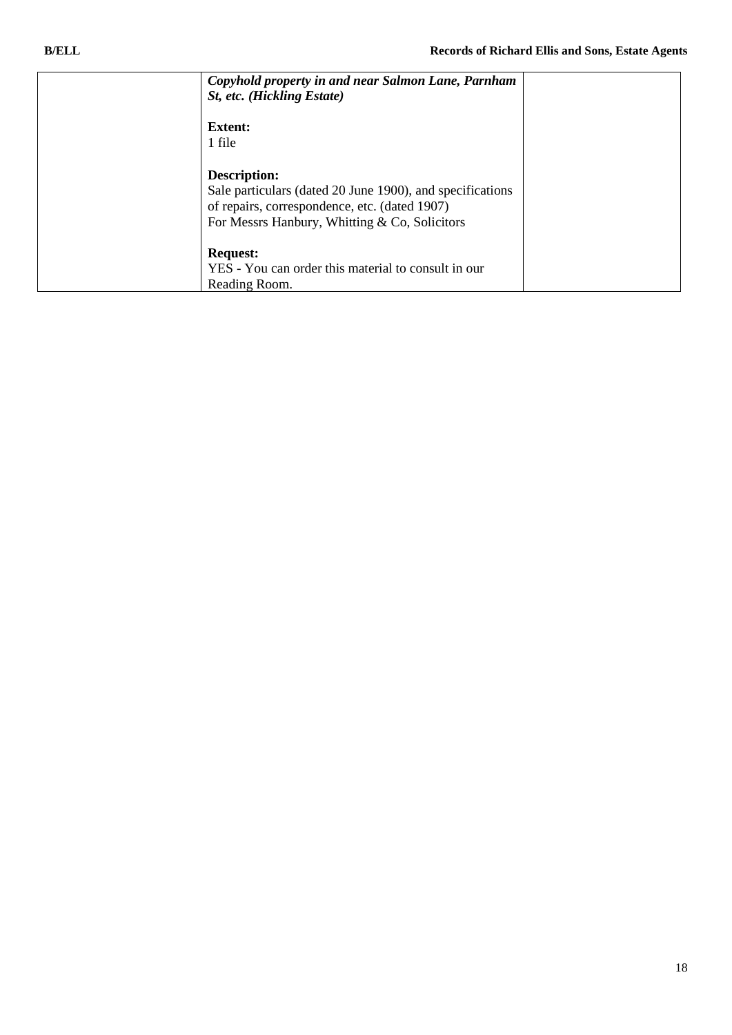| | | |
|---|---|---|
| | ***Copyhold property in and near Salmon Lane, Parnham St, etc. (Hickling Estate)***<br><br>**Extent:**<br>1 file<br><br>**Description:**<br>Sale particulars (dated 20 June 1900), and specifications of repairs, correspondence, etc. (dated 1907)<br>For Messrs Hanbury, Whitting & Co, Solicitors<br><br>**Request:**<br>YES - You can order this material to consult in our Reading Room. | |